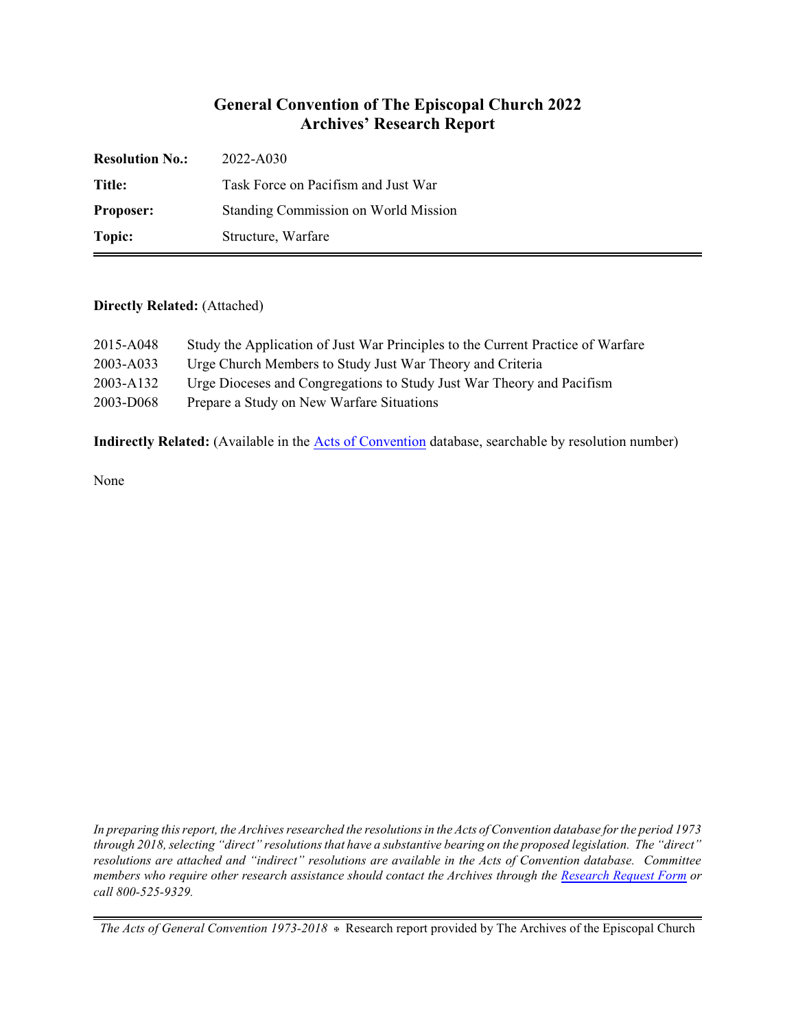# General Convention of The Episcopal Church 2022
# Archives' Research Report

| | |
|---|---|
| **Resolution No.:** | 2022-A030 |
| **Title:** | Task Force on Pacifism and Just War |
| **Proposer:** | Standing Commission on World Mission |
| **Topic:** | Structure, Warfare |

**Directly Related:** (Attached)

| | |
|---|---|
| 2015-A048 | Study the Application of Just War Principles to the Current Practice of Warfare |
| 2003-A033 | Urge Church Members to Study Just War Theory and Criteria |
| 2003-A132 | Urge Dioceses and Congregations to Study Just War Theory and Pacifism |
| 2003-D068 | Prepare a Study on New Warfare Situations |

**Indirectly Related:** (Available in the Acts of Convention database, searchable by resolution number)

None

*In preparing this report, the Archives researched the resolutions in the Acts of Convention database for the period 1973 through 2018, selecting "direct" resolutions that have a substantive bearing on the proposed legislation. The "direct" resolutions are attached and "indirect" resolutions are available in the Acts of Convention database. Committee members who require other research assistance should contact the Archives through the Research Request Form or call 800-525-9329.*

*The Acts of General Convention 1973-2018* ⊕ Research report provided by The Archives of the Episcopal Church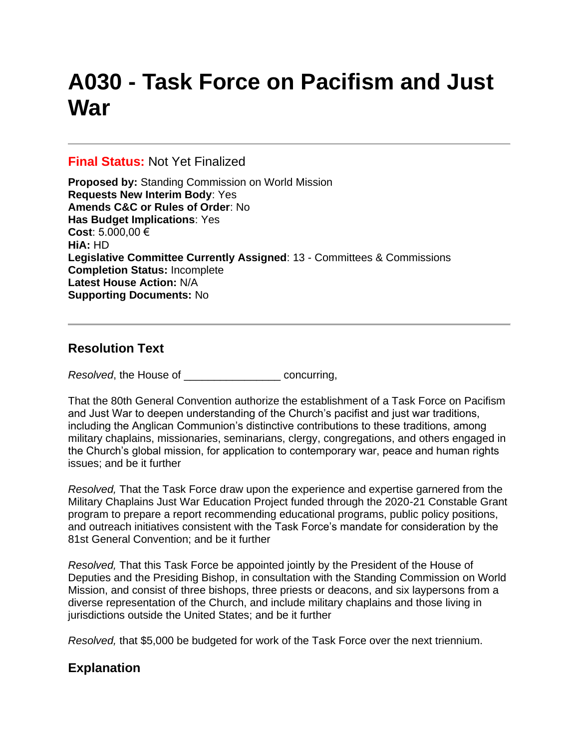# A030 - Task Force on Pacifism and Just War

---

**Final Status:** Not Yet Finalized

**Proposed by:** Standing Commission on World Mission
**Requests New Interim Body**: Yes
**Amends C&C or Rules of Order**: No
**Has Budget Implications**: Yes
**Cost**: 5.000,00 €
**HiA:** HD
**Legislative Committee Currently Assigned**: 13 - Committees & Commissions
**Completion Status:** Incomplete
**Latest House Action:** N/A
**Supporting Documents:** No

---

## Resolution Text

*Resolved*, the House of _______________ concurring,

That the 80th General Convention authorize the establishment of a Task Force on Pacifism and Just War to deepen understanding of the Church's pacifist and just war traditions, including the Anglican Communion's distinctive contributions to these traditions, among military chaplains, missionaries, seminarians, clergy, congregations, and others engaged in the Church's global mission, for application to contemporary war, peace and human rights issues; and be it further

*Resolved,* That the Task Force draw upon the experience and expertise garnered from the Military Chaplains Just War Education Project funded through the 2020-21 Constable Grant program to prepare a report recommending educational programs, public policy positions, and outreach initiatives consistent with the Task Force's mandate for consideration by the 81st General Convention; and be it further

*Resolved,* That this Task Force be appointed jointly by the President of the House of Deputies and the Presiding Bishop, in consultation with the Standing Commission on World Mission, and consist of three bishops, three priests or deacons, and six laypersons from a diverse representation of the Church, and include military chaplains and those living in jurisdictions outside the United States; and be it further

*Resolved,* that $5,000 be budgeted for work of the Task Force over the next triennium.

## Explanation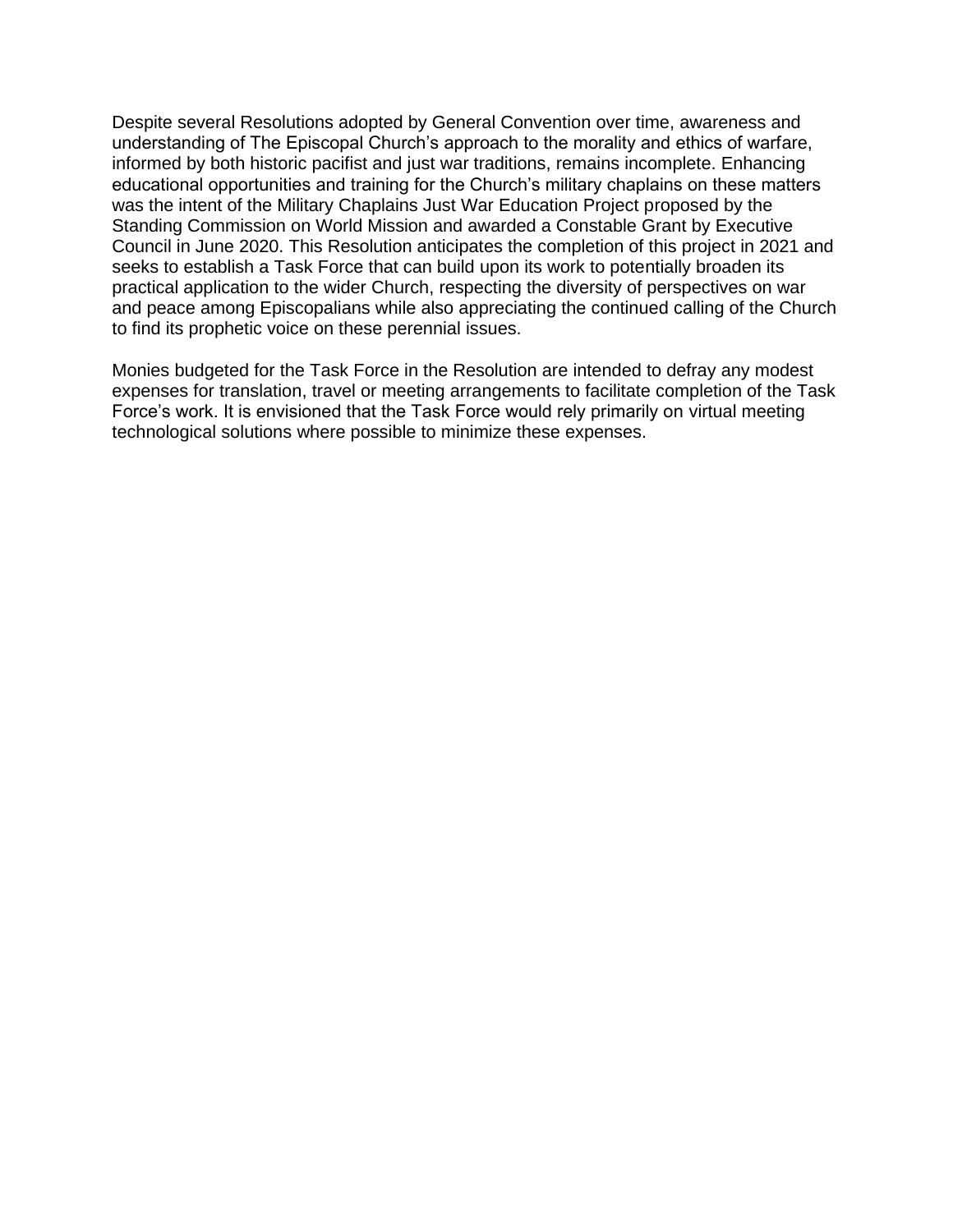Despite several Resolutions adopted by General Convention over time, awareness and understanding of The Episcopal Church's approach to the morality and ethics of warfare, informed by both historic pacifist and just war traditions, remains incomplete. Enhancing educational opportunities and training for the Church's military chaplains on these matters was the intent of the Military Chaplains Just War Education Project proposed by the Standing Commission on World Mission and awarded a Constable Grant by Executive Council in June 2020. This Resolution anticipates the completion of this project in 2021 and seeks to establish a Task Force that can build upon its work to potentially broaden its practical application to the wider Church, respecting the diversity of perspectives on war and peace among Episcopalians while also appreciating the continued calling of the Church to find its prophetic voice on these perennial issues.

Monies budgeted for the Task Force in the Resolution are intended to defray any modest expenses for translation, travel or meeting arrangements to facilitate completion of the Task Force's work. It is envisioned that the Task Force would rely primarily on virtual meeting technological solutions where possible to minimize these expenses.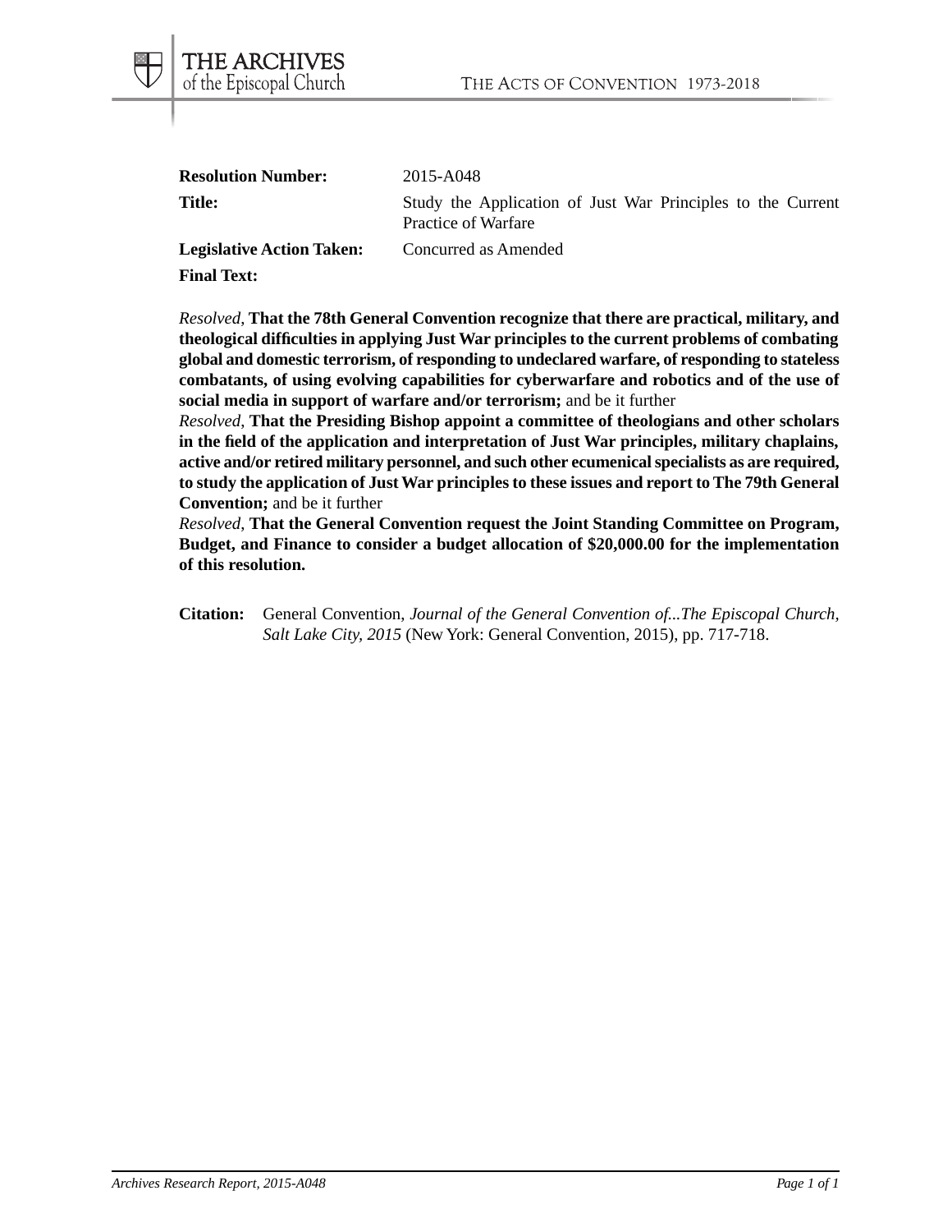| | |
|---|---|
| **Resolution Number:** | 2015-A048 |
| **Title:** | Study the Application of Just War Principles to the Current Practice of Warfare |
| **Legislative Action Taken:** | Concurred as Amended |

**Final Text:**

*Resolved*, **That the 78th General Convention recognize that there are practical, military, and theological difficulties in applying Just War principles to the current problems of combating global and domestic terrorism, of responding to undeclared warfare, of responding to stateless combatants, of using evolving capabilities for cyberwarfare and robotics and of the use of social media in support of warfare and/or terrorism;** and be it further

*Resolved*, **That the Presiding Bishop appoint a committee of theologians and other scholars in the field of the application and interpretation of Just War principles, military chaplains, active and/or retired military personnel, and such other ecumenical specialists as are required, to study the application of Just War principles to these issues and report to The 79th General Convention;** and be it further

*Resolved*, **That the General Convention request the Joint Standing Committee on Program, Budget, and Finance to consider a budget allocation of $20,000.00 for the implementation of this resolution.**

**Citation:** General Convention, *Journal of the General Convention of...The Episcopal Church, Salt Lake City, 2015* (New York: General Convention, 2015), pp. 717-718.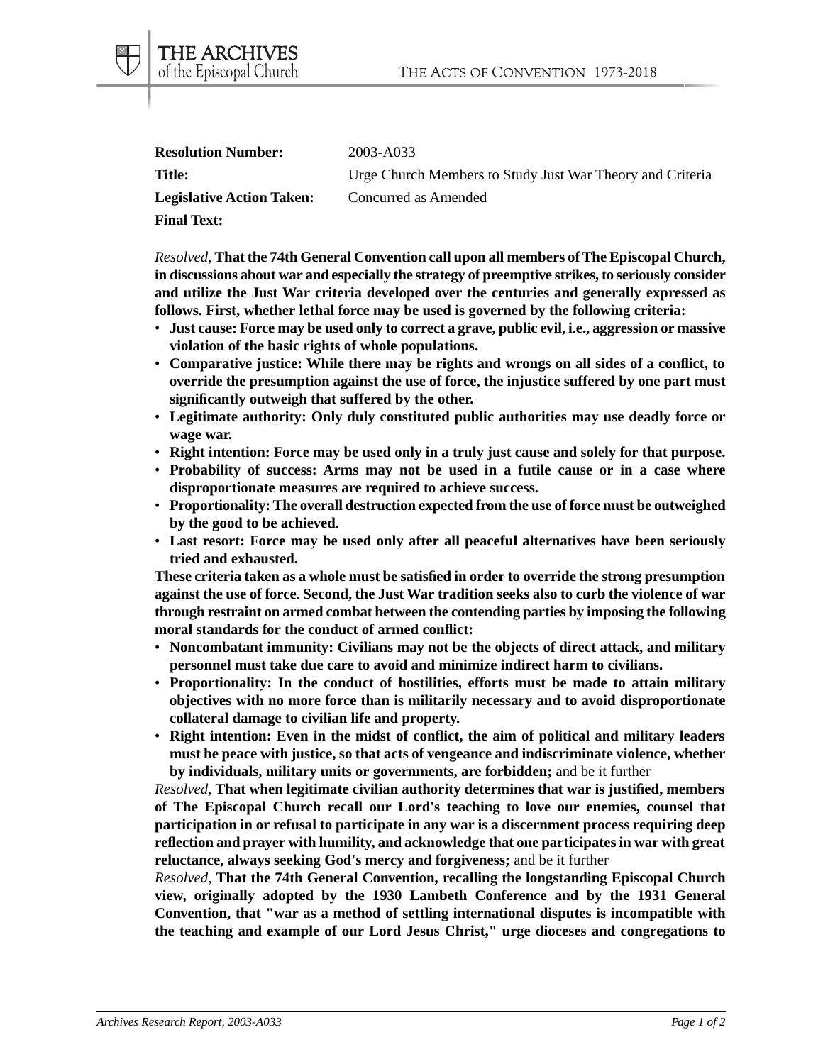**Resolution Number:** 2003-A033

**Title:** Urge Church Members to Study Just War Theory and Criteria

**Legislative Action Taken:** Concurred as Amended

**Final Text:**

*Resolved,* **That the 74th General Convention call upon all members of The Episcopal Church, in discussions about war and especially the strategy of preemptive strikes, to seriously consider and utilize the Just War criteria developed over the centuries and generally expressed as follows. First, whether lethal force may be used is governed by the following criteria:**

- **Just cause: Force may be used only to correct a grave, public evil, i.e., aggression or massive violation of the basic rights of whole populations.**
- **Comparative justice: While there may be rights and wrongs on all sides of a conflict, to override the presumption against the use of force, the injustice suffered by one part must significantly outweigh that suffered by the other.**
- **Legitimate authority: Only duly constituted public authorities may use deadly force or wage war.**
- **Right intention: Force may be used only in a truly just cause and solely for that purpose.**
- **Probability of success: Arms may not be used in a futile cause or in a case where disproportionate measures are required to achieve success.**
- **Proportionality: The overall destruction expected from the use of force must be outweighed by the good to be achieved.**
- **Last resort: Force may be used only after all peaceful alternatives have been seriously tried and exhausted.**

**These criteria taken as a whole must be satisfied in order to override the strong presumption against the use of force. Second, the Just War tradition seeks also to curb the violence of war through restraint on armed combat between the contending parties by imposing the following moral standards for the conduct of armed conflict:**

- **Noncombatant immunity: Civilians may not be the objects of direct attack, and military personnel must take due care to avoid and minimize indirect harm to civilians.**
- **Proportionality: In the conduct of hostilities, efforts must be made to attain military objectives with no more force than is militarily necessary and to avoid disproportionate collateral damage to civilian life and property.**
- **Right intention: Even in the midst of conflict, the aim of political and military leaders must be peace with justice, so that acts of vengeance and indiscriminate violence, whether by individuals, military units or governments, are forbidden;** and be it further

*Resolved,* **That when legitimate civilian authority determines that war is justified, members of The Episcopal Church recall our Lord's teaching to love our enemies, counsel that participation in or refusal to participate in any war is a discernment process requiring deep reflection and prayer with humility, and acknowledge that one participates in war with great reluctance, always seeking God's mercy and forgiveness;** and be it further

*Resolved,* **That the 74th General Convention, recalling the longstanding Episcopal Church view, originally adopted by the 1930 Lambeth Conference and by the 1931 General Convention, that "war as a method of settling international disputes is incompatible with the teaching and example of our Lord Jesus Christ," urge dioceses and congregations to**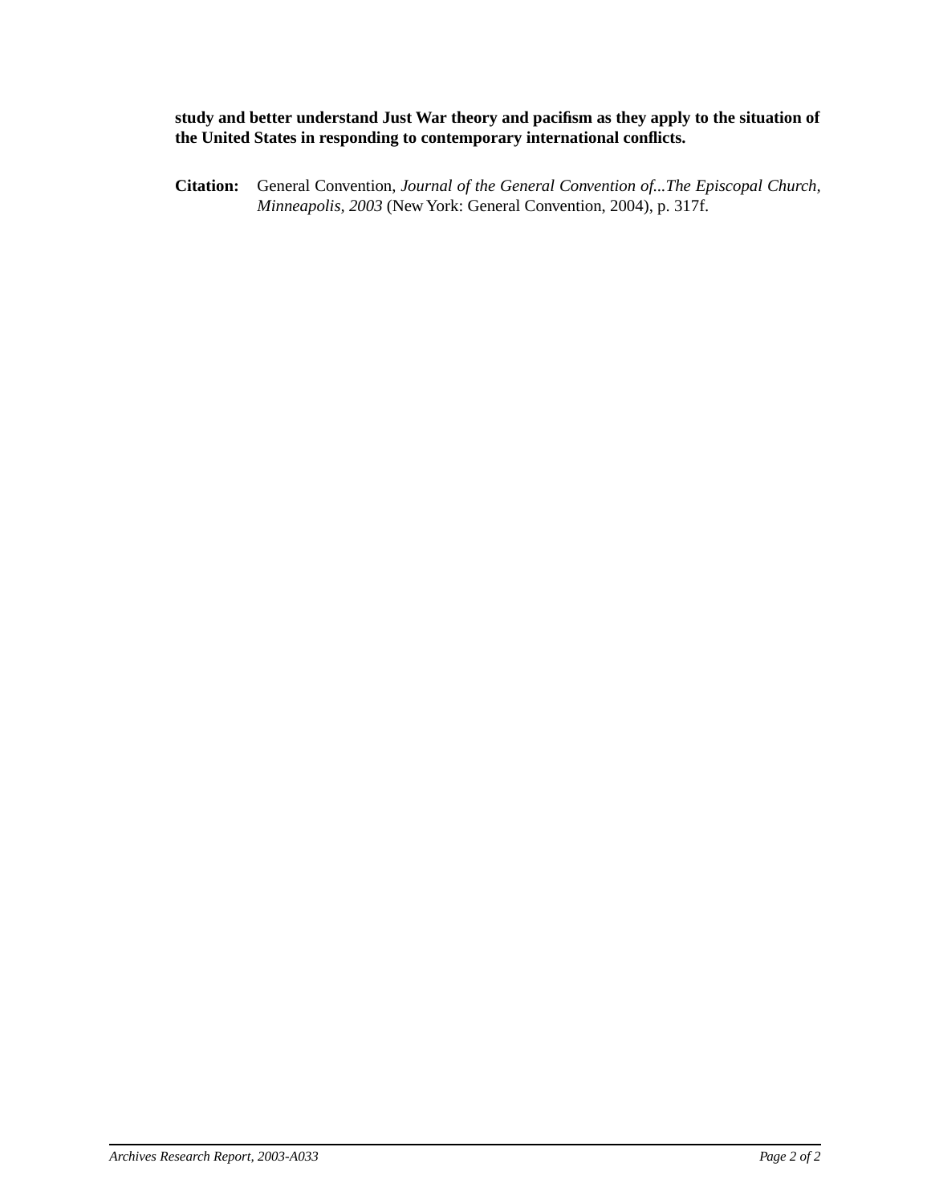**study and better understand Just War theory and pacifism as they apply to the situation of the United States in responding to contemporary international conflicts.**

**Citation:** General Convention, *Journal of the General Convention of...The Episcopal Church, Minneapolis, 2003* (New York: General Convention, 2004), p. 317f.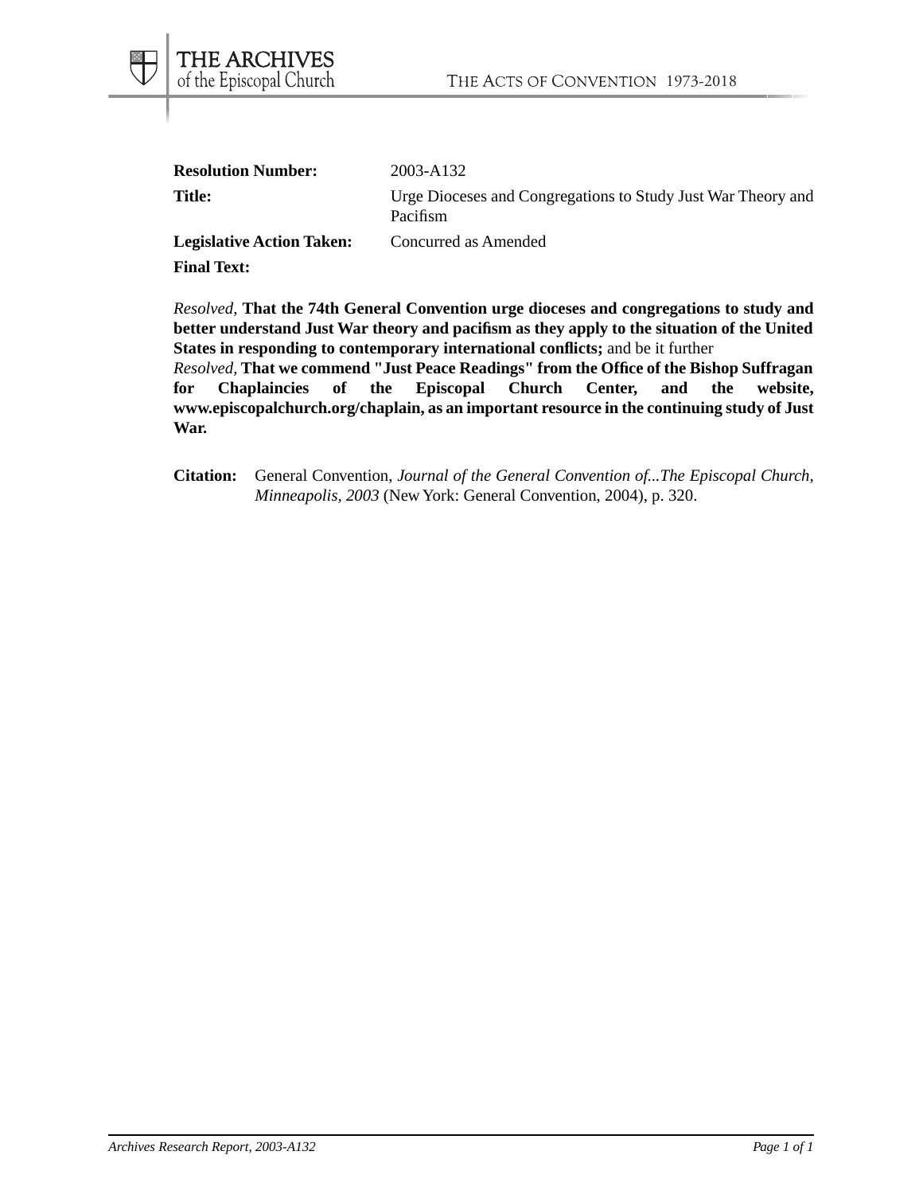**Resolution Number:** 2003-A132

**Title:** Urge Dioceses and Congregations to Study Just War Theory and Pacifism

**Legislative Action Taken:** Concurred as Amended

**Final Text:**

*Resolved,* **That the 74th General Convention urge dioceses and congregations to study and better understand Just War theory and pacifism as they apply to the situation of the United States in responding to contemporary international conflicts;** and be it further

*Resolved,* **That we commend "Just Peace Readings" from the Office of the Bishop Suffragan for Chaplaincies of the Episcopal Church Center, and the website, www.episcopalchurch.org/chaplain, as an important resource in the continuing study of Just War.**

**Citation:** General Convention, *Journal of the General Convention of...The Episcopal Church, Minneapolis, 2003* (New York: General Convention, 2004), p. 320.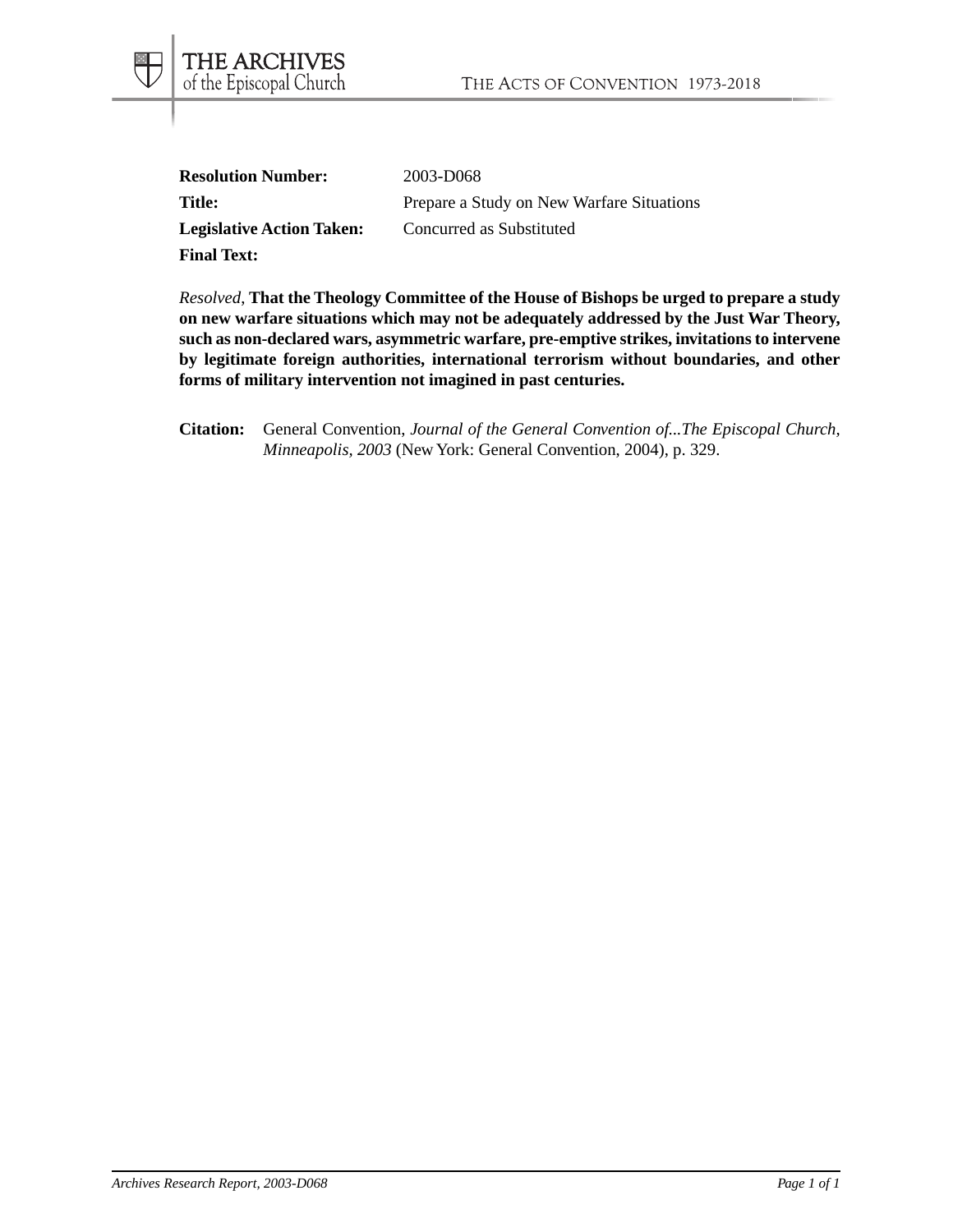| | |
|---|---|
| **Resolution Number:** | 2003-D068 |
| **Title:** | Prepare a Study on New Warfare Situations |
| **Legislative Action Taken:** | Concurred as Substituted |
| **Final Text:** | |

*Resolved,* **That the Theology Committee of the House of Bishops be urged to prepare a study on new warfare situations which may not be adequately addressed by the Just War Theory, such as non-declared wars, asymmetric warfare, pre-emptive strikes, invitations to intervene by legitimate foreign authorities, international terrorism without boundaries, and other forms of military intervention not imagined in past centuries.**

**Citation:** General Convention, *Journal of the General Convention of...The Episcopal Church, Minneapolis, 2003* (New York: General Convention, 2004), p. 329.